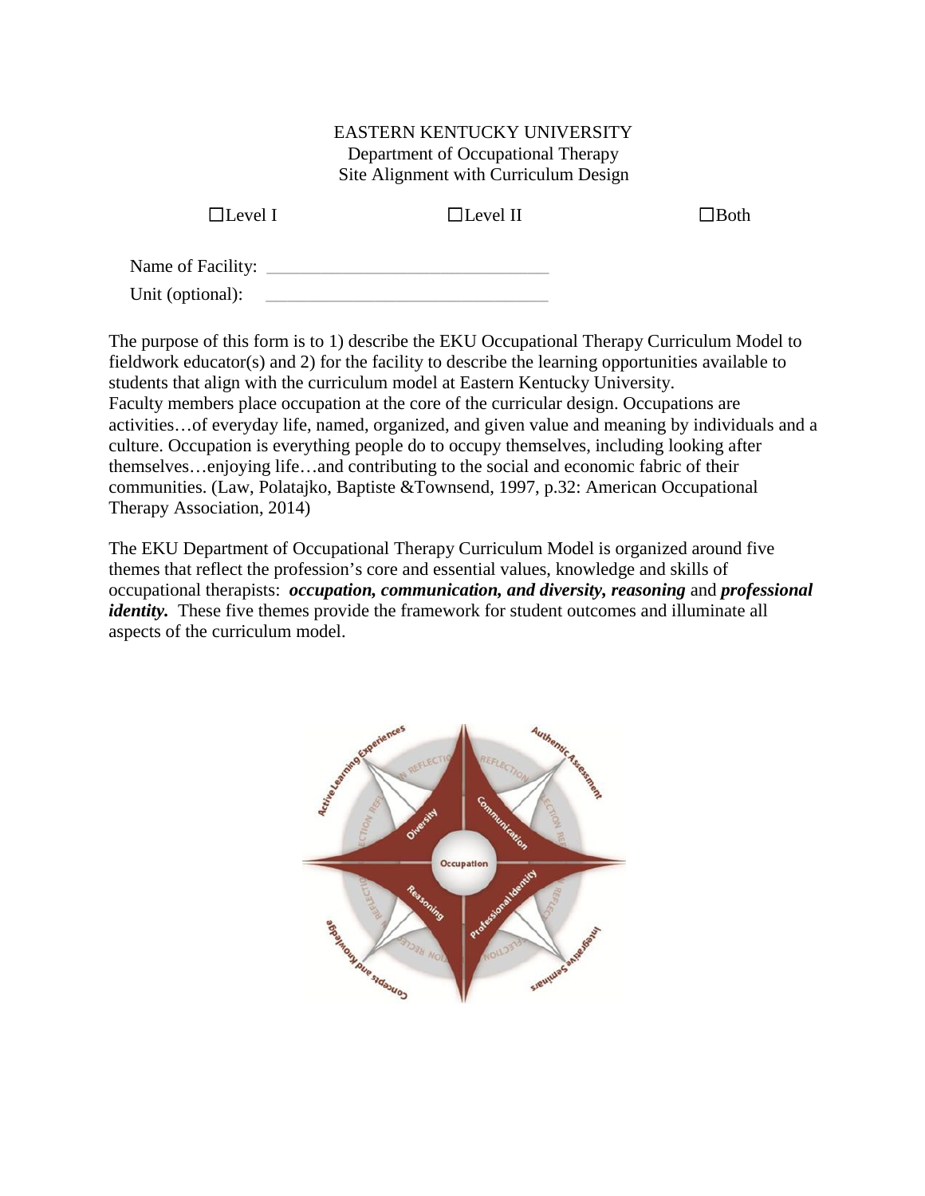EASTERN KENTUCKY UNIVERSITY
Department of Occupational Therapy
Site Alignment with Curriculum Design

☐Level I ☐Level II ☐Both

Name of Facility: ______________________________

Unit (optional): ______________________________

The purpose of this form is to 1) describe the EKU Occupational Therapy Curriculum Model to fieldwork educator(s) and 2) for the facility to describe the learning opportunities available to students that align with the curriculum model at Eastern Kentucky University.
Faculty members place occupation at the core of the curricular design. Occupations are activities…of everyday life, named, organized, and given value and meaning by individuals and a culture. Occupation is everything people do to occupy themselves, including looking after themselves…enjoying life…and contributing to the social and economic fabric of their communities. (Law, Polatajko, Baptiste &Townsend, 1997, p.32: American Occupational Therapy Association, 2014)

The EKU Department of Occupational Therapy Curriculum Model is organized around five themes that reflect the profession's core and essential values, knowledge and skills of occupational therapists: ***occupation, communication, and diversity, reasoning*** and ***professional identity.*** These five themes provide the framework for student outcomes and illuminate all aspects of the curriculum model.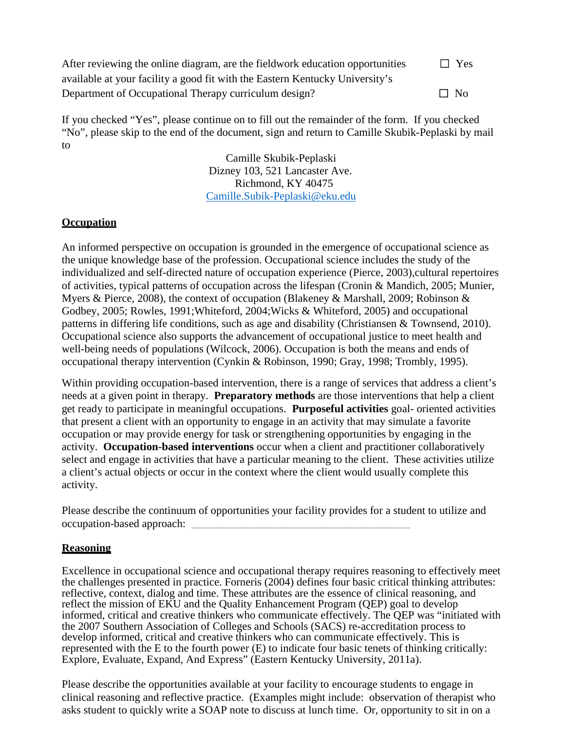After reviewing the online diagram, are the fieldwork education opportunities available at your facility a good fit with the Eastern Kentucky University's Department of Occupational Therapy curriculum design?

☐ Yes

☐ No

If you checked "Yes", please continue on to fill out the remainder of the form. If you checked "No", please skip to the end of the document, sign and return to Camille Skubik-Peplaski by mail to

Camille Skubik-Peplaski
Dizney 103, 521 Lancaster Ave.
Richmond, KY 40475
Camille.Subik-Peplaski@eku.edu

**Occupation**

An informed perspective on occupation is grounded in the emergence of occupational science as the unique knowledge base of the profession. Occupational science includes the study of the individualized and self-directed nature of occupation experience (Pierce, 2003),cultural repertoires of activities, typical patterns of occupation across the lifespan (Cronin & Mandich, 2005; Munier, Myers & Pierce, 2008), the context of occupation (Blakeney & Marshall, 2009; Robinson & Godbey, 2005; Rowles, 1991;Whiteford, 2004;Wicks & Whiteford, 2005) and occupational patterns in differing life conditions, such as age and disability (Christiansen & Townsend, 2010). Occupational science also supports the advancement of occupational justice to meet health and well-being needs of populations (Wilcock, 2006). Occupation is both the means and ends of occupational therapy intervention (Cynkin & Robinson, 1990; Gray, 1998; Trombly, 1995).

Within providing occupation-based intervention, there is a range of services that address a client's needs at a given point in therapy. **Preparatory methods** are those interventions that help a client get ready to participate in meaningful occupations. **Purposeful activities** goal- oriented activities that present a client with an opportunity to engage in an activity that may simulate a favorite occupation or may provide energy for task or strengthening opportunities by engaging in the activity. **Occupation-based interventions** occur when a client and practitioner collaboratively select and engage in activities that have a particular meaning to the client. These activities utilize a client's actual objects or occur in the context where the client would usually complete this activity.

Please describe the continuum of opportunities your facility provides for a student to utilize and occupation-based approach: ________________________________________

**Reasoning**

Excellence in occupational science and occupational therapy requires reasoning to effectively meet the challenges presented in practice. Forneris (2004) defines four basic critical thinking attributes: reflective, context, dialog and time. These attributes are the essence of clinical reasoning, and reflect the mission of EKU and the Quality Enhancement Program (QEP) goal to develop informed, critical and creative thinkers who communicate effectively. The QEP was "initiated with the 2007 Southern Association of Colleges and Schools (SACS) re-accreditation process to develop informed, critical and creative thinkers who can communicate effectively. This is represented with the E to the fourth power (E) to indicate four basic tenets of thinking critically: Explore, Evaluate, Expand, And Express" (Eastern Kentucky University, 2011a).

Please describe the opportunities available at your facility to encourage students to engage in clinical reasoning and reflective practice. (Examples might include: observation of therapist who asks student to quickly write a SOAP note to discuss at lunch time. Or, opportunity to sit in on a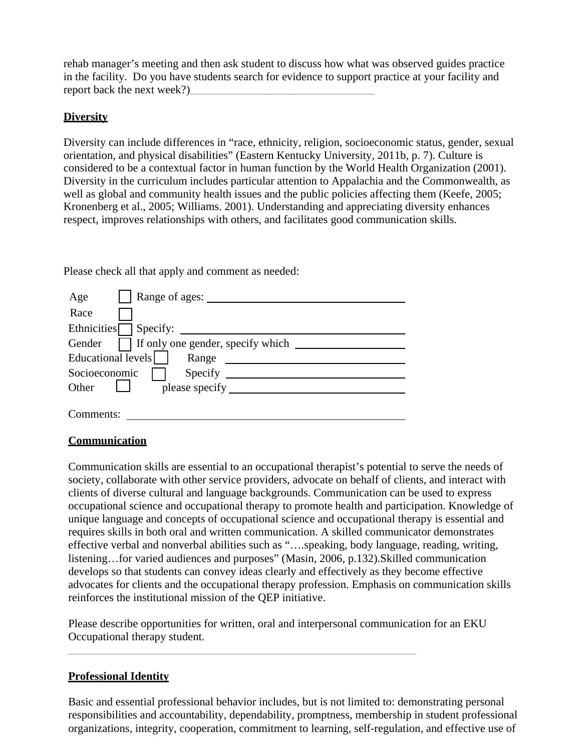rehab manager's meeting and then ask student to discuss how what was observed guides practice in the facility. Do you have students search for evidence to support practice at your facility and report back the next week?)_________________________________

## Diversity

Diversity can include differences in "race, ethnicity, religion, socioeconomic status, gender, sexual orientation, and physical disabilities" (Eastern Kentucky University, 2011b, p. 7). Culture is considered to be a contextual factor in human function by the World Health Organization (2001). Diversity in the curriculum includes particular attention to Appalachia and the Commonwealth, as well as global and community health issues and the public policies affecting them (Keefe, 2005; Kronenberg et al., 2005; Williams. 2001). Understanding and appreciating diversity enhances respect, improves relationships with others, and facilitates good communication skills.

Please check all that apply and comment as needed:

Age ☐ Range of ages: ___________________________________

Race ☐

Ethnicities ☐ Specify: ___________________________________

Gender ☐ If only one gender, specify which ___________________

Educational levels ☐ Range ___________________________________

Socioeconomic ☐ Specify ___________________________________

Other ☐ please specify ___________________________________

Comments: _______________________________________________

## Communication

Communication skills are essential to an occupational therapist's potential to serve the needs of society, collaborate with other service providers, advocate on behalf of clients, and interact with clients of diverse cultural and language backgrounds. Communication can be used to express occupational science and occupational therapy to promote health and participation. Knowledge of unique language and concepts of occupational science and occupational therapy is essential and requires skills in both oral and written communication. A skilled communicator demonstrates effective verbal and nonverbal abilities such as "….speaking, body language, reading, writing, listening…for varied audiences and purposes" (Masin, 2006, p.132).Skilled communication develops so that students can convey ideas clearly and effectively as they become effective advocates for clients and the occupational therapy profession. Emphasis on communication skills reinforces the institutional mission of the QEP initiative.

Please describe opportunities for written, oral and interpersonal communication for an EKU Occupational therapy student.

_______________________________________________________________

## Professional Identity

Basic and essential professional behavior includes, but is not limited to: demonstrating personal responsibilities and accountability, dependability, promptness, membership in student professional organizations, integrity, cooperation, commitment to learning, self-regulation, and effective use of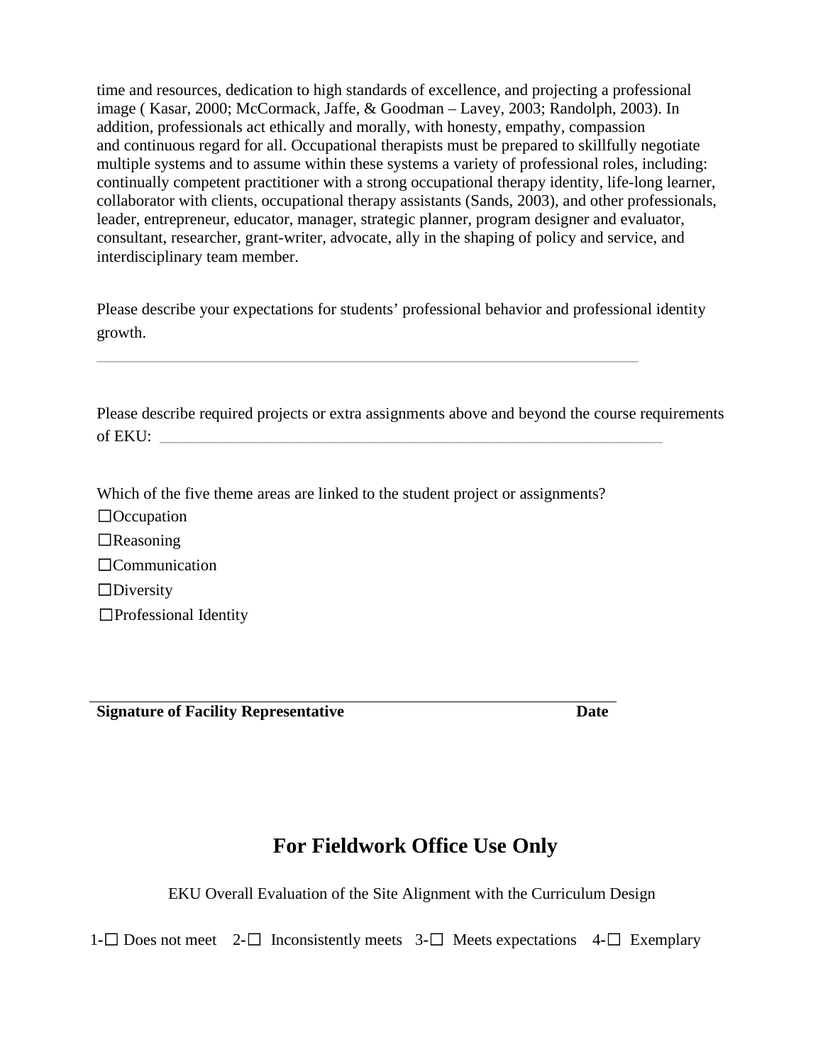time and resources, dedication to high standards of excellence, and projecting a professional image ( Kasar, 2000; McCormack, Jaffe, & Goodman – Lavey, 2003; Randolph, 2003). In addition, professionals act ethically and morally, with honesty, empathy, compassion and continuous regard for all. Occupational therapists must be prepared to skillfully negotiate multiple systems and to assume within these systems a variety of professional roles, including: continually competent practitioner with a strong occupational therapy identity, life-long learner, collaborator with clients, occupational therapy assistants (Sands, 2003), and other professionals, leader, entrepreneur, educator, manager, strategic planner, program designer and evaluator, consultant, researcher, grant-writer, advocate, ally in the shaping of policy and service, and interdisciplinary team member.

Please describe your expectations for students' professional behavior and professional identity growth.

______________________________________________________________________

Please describe required projects or extra assignments above and beyond the course requirements of EKU: ______________________________________________________________________

Which of the five theme areas are linked to the student project or assignments?

☐Occupation

☐Reasoning

☐Communication

☐Diversity

☐Professional Identity

______________________________________________________________________

**Signature of Facility Representative** **Date**

## For Fieldwork Office Use Only

EKU Overall Evaluation of the Site Alignment with the Curriculum Design

1-☐ Does not meet 2-☐ Inconsistently meets 3-☐ Meets expectations 4-☐ Exemplary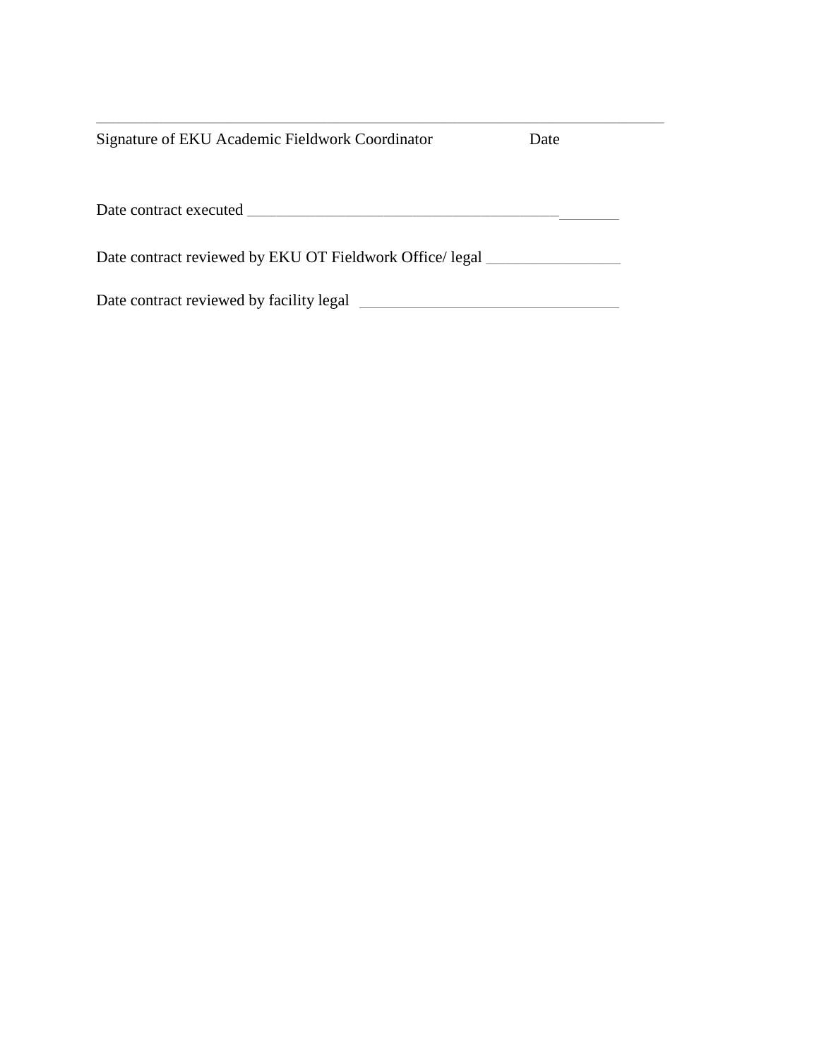\_\_\_\_\_\_\_\_\_\_\_\_\_\_\_\_\_\_\_\_\_\_\_\_\_\_\_\_\_\_\_\_\_\_\_\_\_\_\_\_\_\_\_\_\_\_\_\_\_\_\_\_\_\_\_\_\_\_\_\_\_\_

Signature of EKU Academic Fieldwork Coordinator Date

Date contract executed \_\_\_\_\_\_\_\_\_\_\_\_\_\_\_\_\_\_\_\_\_\_\_\_\_\_\_\_\_\_\_\_\_\_\_\_\_\_\_\_\_\_\_\_\_\_\_\_

Date contract reviewed by EKU OT Fieldwork Office/ legal \_\_\_\_\_\_\_\_\_\_\_\_\_\_\_\_\_

Date contract reviewed by facility legal \_\_\_\_\_\_\_\_\_\_\_\_\_\_\_\_\_\_\_\_\_\_\_\_\_\_\_\_\_\_\_\_